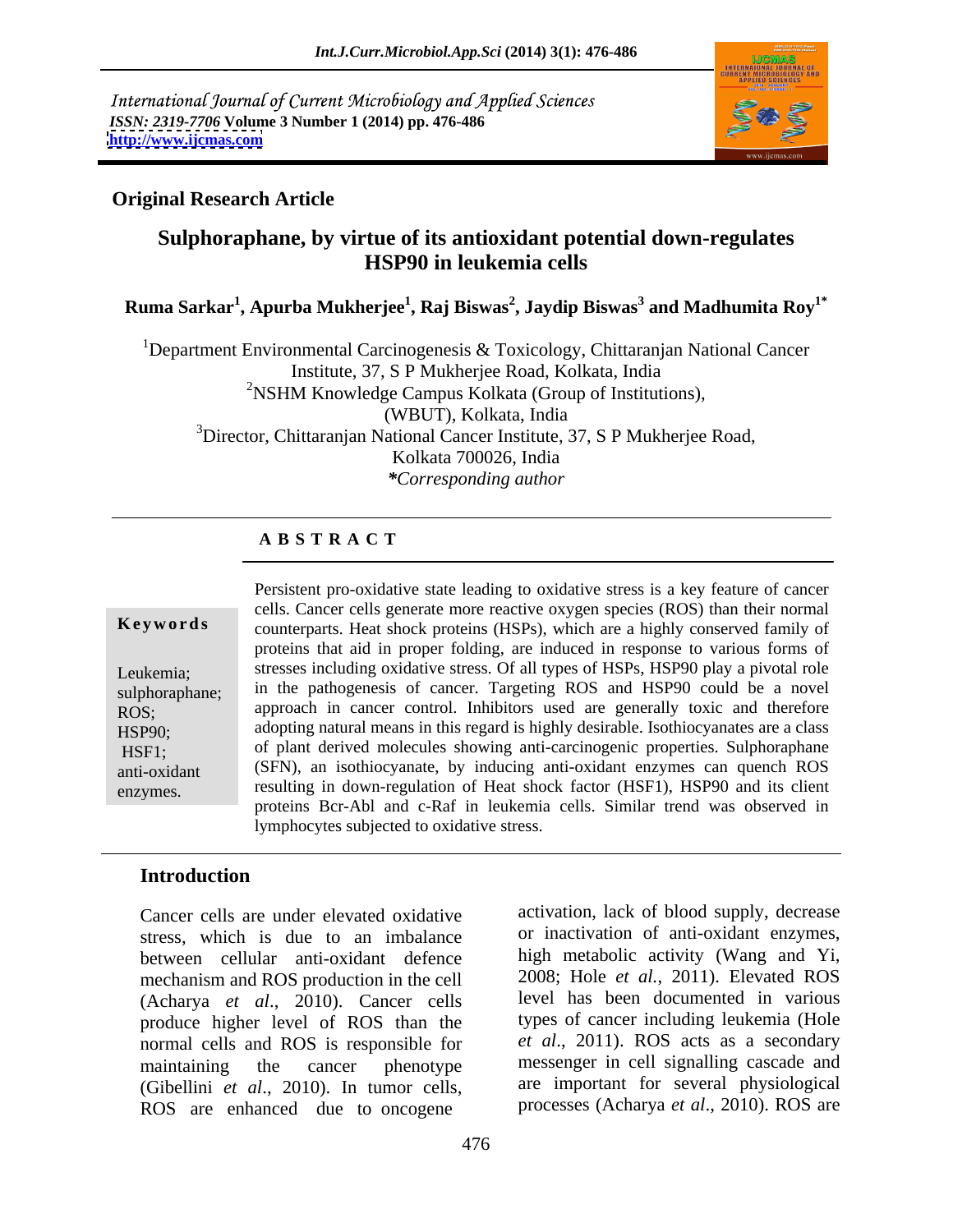International Journal of Current Microbiology and Applied Sciences
*ISSN: 2319-7706* **Volume 3 Number 1 (2014) pp. 476-486**
**http://www.ijcmas.com**

**Original Research Article**

# Sulphoraphane, by virtue of its antioxidant potential down-regulates HSP90 in leukemia cells

**Ruma Sarkar[1], Apurba Mukherjee[1], Raj Biswas[2], Jaydip Biswas[3] and Madhumita Roy[1*]**

[1]Department Environmental Carcinogenesis & Toxicology, Chittaranjan National Cancer Institute, 37, S P Mukherjee Road, Kolkata, India
[2]NSHM Knowledge Campus Kolkata (Group of Institutions), (WBUT), Kolkata, India
[3]Director, Chittaranjan National Cancer Institute, 37, S P Mukherjee Road, Kolkata 700026, India
*\*Corresponding author*

## A B S T R A C T

**Keywords**

Leukemia; sulphoraphane; ROS; HSP90; HSF1; anti-oxidant enzymes.

Persistent pro-oxidative state leading to oxidative stress is a key feature of cancer cells. Cancer cells generate more reactive oxygen species (ROS) than their normal counterparts. Heat shock proteins (HSPs), which are a highly conserved family of proteins that aid in proper folding, are induced in response to various forms of stresses including oxidative stress. Of all types of HSPs, HSP90 play a pivotal role in the pathogenesis of cancer. Targeting ROS and HSP90 could be a novel approach in cancer control. Inhibitors used are generally toxic and therefore adopting natural means in this regard is highly desirable. Isothiocyanates are a class of plant derived molecules showing anti-carcinogenic properties. Sulphoraphane (SFN), an isothiocyanate, by inducing anti-oxidant enzymes can quench ROS resulting in down-regulation of Heat shock factor (HSF1), HSP90 and its client proteins Bcr-Abl and c-Raf in leukemia cells. Similar trend was observed in lymphocytes subjected to oxidative stress.

## Introduction

Cancer cells are under elevated oxidative stress, which is due to an imbalance between cellular anti-oxidant defence mechanism and ROS production in the cell (Acharya *et al*., 2010). Cancer cells produce higher level of ROS than the normal cells and ROS is responsible for maintaining the cancer phenotype (Gibellini *et al*., 2010). In tumor cells, ROS are enhanced due to oncogene activation, lack of blood supply, decrease or inactivation of anti-oxidant enzymes, high metabolic activity (Wang and Yi, 2008; Hole *et al.*, 2011). Elevated ROS level has been documented in various types of cancer including leukemia (Hole *et al*., 2011). ROS acts as a secondary messenger in cell signalling cascade and are important for several physiological processes (Acharya *et al*., 2010). ROS are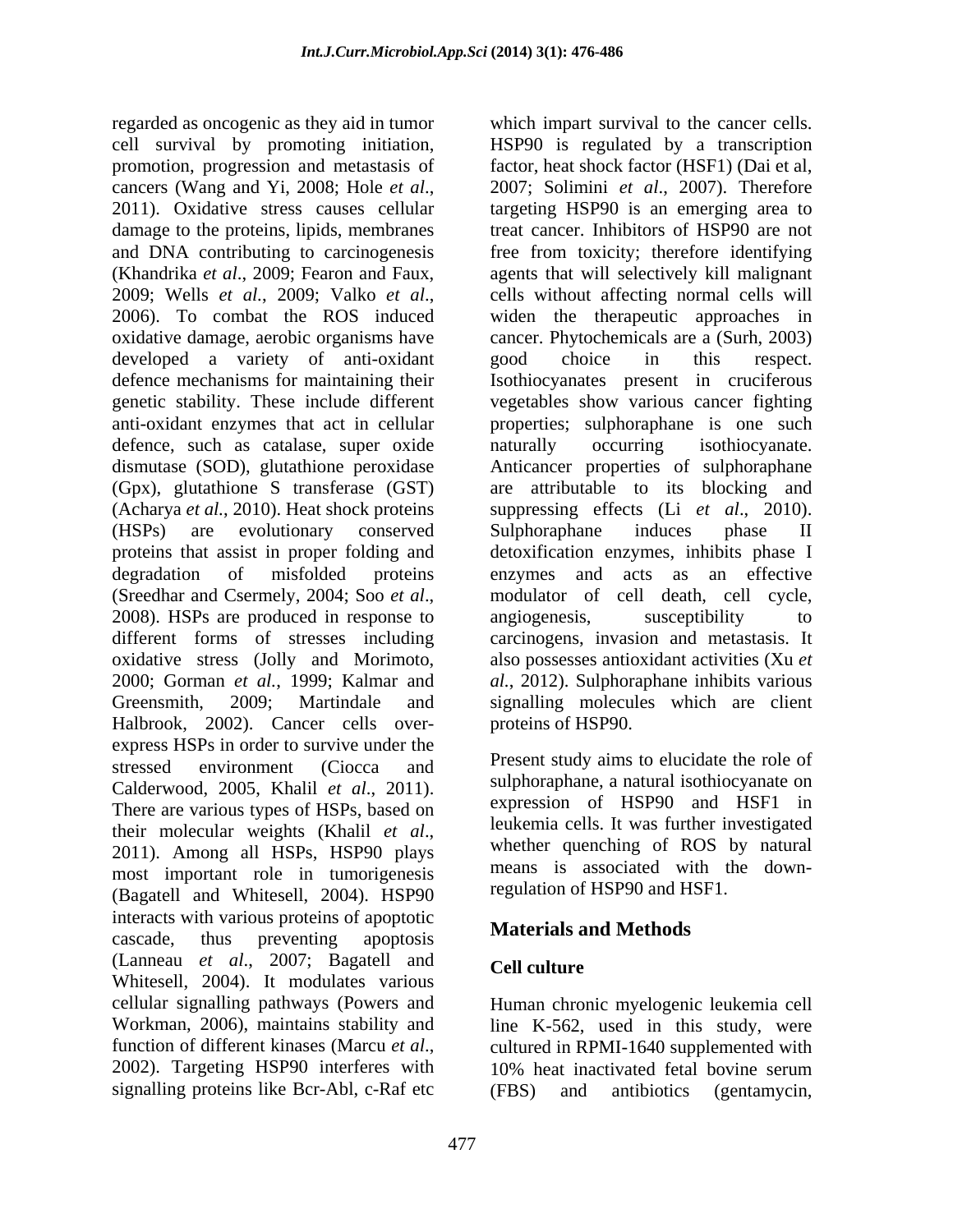regarded as oncogenic as they aid in tumor cell survival by promoting initiation, promotion, progression and metastasis of cancers (Wang and Yi, 2008; Hole *et al*., 2011). Oxidative stress causes cellular damage to the proteins, lipids, membranes and DNA contributing to carcinogenesis (Khandrika *et al*., 2009; Fearon and Faux, 2009; Wells *et al*., 2009; Valko *et al*., 2006). To combat the ROS induced oxidative damage, aerobic organisms have developed a variety of anti-oxidant defence mechanisms for maintaining their genetic stability. These include different anti-oxidant enzymes that act in cellular defence, such as catalase, super oxide dismutase (SOD), glutathione peroxidase (Gpx), glutathione S transferase (GST) (Acharya *et al.*, 2010). Heat shock proteins (HSPs) are evolutionary conserved proteins that assist in proper folding and degradation of misfolded proteins (Sreedhar and Csermely, 2004; Soo *et al*., 2008). HSPs are produced in response to different forms of stresses including oxidative stress (Jolly and Morimoto, 2000; Gorman *et al.*, 1999; Kalmar and Greensmith, 2009; Martindale and Halbrook, 2002). Cancer cells over-express HSPs in order to survive under the stressed environment (Ciocca and Calderwood, 2005, Khalil *et al*., 2011). There are various types of HSPs, based on their molecular weights (Khalil *et al*., 2011). Among all HSPs, HSP90 plays most important role in tumorigenesis (Bagatell and Whitesell, 2004). HSP90 interacts with various proteins of apoptotic cascade, thus preventing apoptosis (Lanneau *et al*., 2007; Bagatell and Whitesell, 2004). It modulates various cellular signalling pathways (Powers and Workman, 2006), maintains stability and function of different kinases (Marcu *et al*., 2002). Targeting HSP90 interferes with signalling proteins like Bcr-Abl, c-Raf etc which impart survival to the cancer cells. HSP90 is regulated by a transcription factor, heat shock factor (HSF1) (Dai et al, 2007; Solimini *et al*., 2007). Therefore targeting HSP90 is an emerging area to treat cancer. Inhibitors of HSP90 are not free from toxicity; therefore identifying agents that will selectively kill malignant cells without affecting normal cells will widen the therapeutic approaches in cancer. Phytochemicals are a (Surh, 2003) good choice in this respect. Isothiocyanates present in cruciferous vegetables show various cancer fighting properties; sulphoraphane is one such naturally occurring isothiocyanate. Anticancer properties of sulphoraphane are attributable to its blocking and suppressing effects (Li *et al*., 2010). Sulphoraphane induces phase II detoxification enzymes, inhibits phase I enzymes and acts as an effective modulator of cell death, cell cycle, angiogenesis, susceptibility to carcinogens, invasion and metastasis. It also possesses antioxidant activities (Xu *et al.*, 2012). Sulphoraphane inhibits various signalling molecules which are client proteins of HSP90.

Present study aims to elucidate the role of sulphoraphane, a natural isothiocyanate on expression of HSP90 and HSF1 in leukemia cells. It was further investigated whether quenching of ROS by natural means is associated with the down-regulation of HSP90 and HSF1.

## Materials and Methods

### Cell culture

Human chronic myelogenic leukemia cell line K-562, used in this study, were cultured in RPMI-1640 supplemented with 10% heat inactivated fetal bovine serum (FBS) and antibiotics (gentamycin,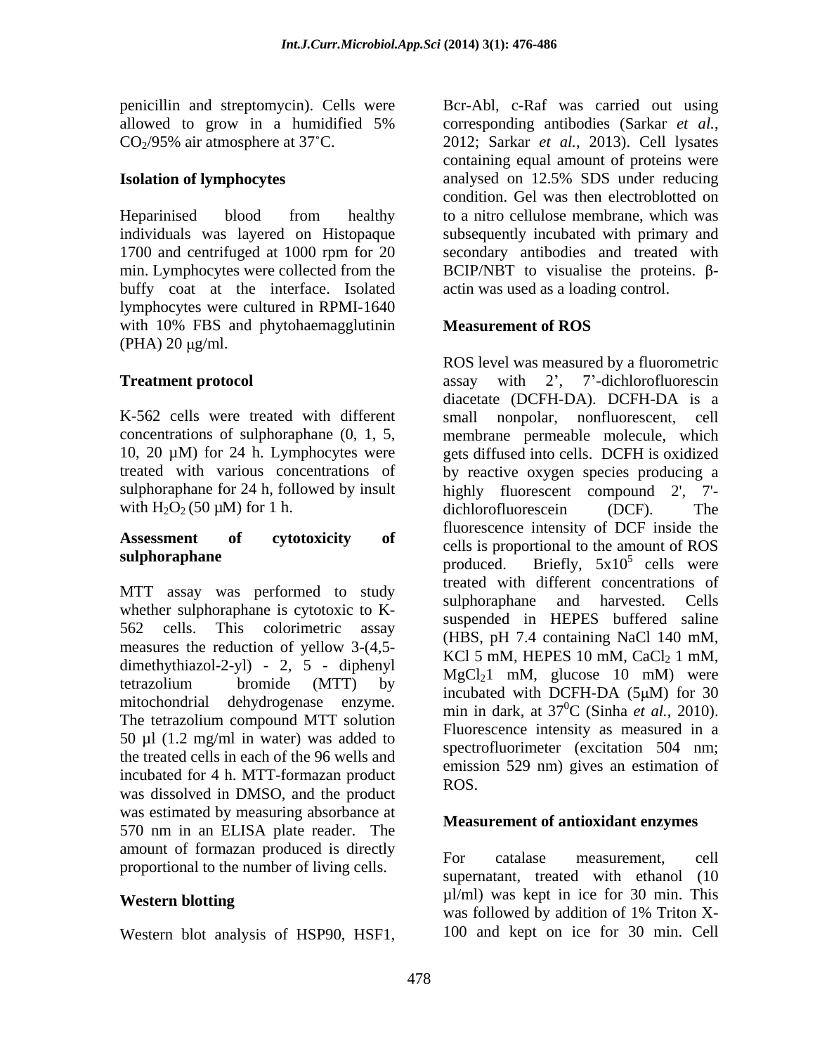penicillin and streptomycin). Cells were allowed to grow in a humidified 5% $CO_2$/95% air atmosphere at 37˚C.

### Isolation of lymphocytes

Heparinised blood from healthy individuals was layered on Histopaque 1700 and centrifuged at 1000 rpm for 20 min. Lymphocytes were collected from the buffy coat at the interface. Isolated lymphocytes were cultured in RPMI-1640 with 10% FBS and phytohaemagglutinin (PHA) 20 μg/ml.

### Treatment protocol

K-562 cells were treated with different concentrations of sulphoraphane (0, 1, 5, 10, 20 μM) for 24 h. Lymphocytes were treated with various concentrations of sulphoraphane for 24 h, followed by insult with $H_2O_2$ (50 μM) for 1 h.

### Assessment of cytotoxicity of sulphoraphane

MTT assay was performed to study whether sulphoraphane is cytotoxic to K-562 cells. This colorimetric assay measures the reduction of yellow 3-(4,5-dimethythiazol-2-yl) - 2, 5 - diphenyl tetrazolium bromide (MTT) by mitochondrial dehydrogenase enzyme. The tetrazolium compound MTT solution 50 μl (1.2 mg/ml in water) was added to the treated cells in each of the 96 wells and incubated for 4 h. MTT-formazan product was dissolved in DMSO, and the product was estimated by measuring absorbance at 570 nm in an ELISA plate reader. The amount of formazan produced is directly proportional to the number of living cells.

### Western blotting

Western blot analysis of HSP90, HSF1, Bcr-Abl, c-Raf was carried out using corresponding antibodies (Sarkar *et al.*, 2012; Sarkar *et al.*, 2013). Cell lysates containing equal amount of proteins were analysed on 12.5% SDS under reducing condition. Gel was then electroblotted on to a nitro cellulose membrane, which was subsequently incubated with primary and secondary antibodies and treated with BCIP/NBT to visualise the proteins. β-actin was used as a loading control.

### Measurement of ROS

ROS level was measured by a fluorometric assay with 2', 7'-dichlorofluorescin diacetate (DCFH-DA). DCFH-DA is a small nonpolar, nonfluorescent, cell membrane permeable molecule, which gets diffused into cells. DCFH is oxidized by reactive oxygen species producing a highly fluorescent compound 2', 7'-dichlorofluorescein (DCF). The fluorescence intensity of DCF inside the cells is proportional to the amount of ROS produced. Briefly, $5x10^5$ cells were treated with different concentrations of sulphoraphane and harvested. Cells suspended in HEPES buffered saline (HBS, pH 7.4 containing NaCl 140 mM, KCl 5 mM, HEPES 10 mM, $CaCl_2$ 1 mM, $MgCl_2$1 mM, glucose 10 mM) were incubated with DCFH-DA (5μM) for 30 min in dark, at $37^0$C (Sinha *et al.*, 2010). Fluorescence intensity as measured in a spectrofluorimeter (excitation 504 nm; emission 529 nm) gives an estimation of ROS.

### Measurement of antioxidant enzymes

For catalase measurement, cell supernatant, treated with ethanol (10 μl/ml) was kept in ice for 30 min. This was followed by addition of 1% Triton X-100 and kept on ice for 30 min. Cell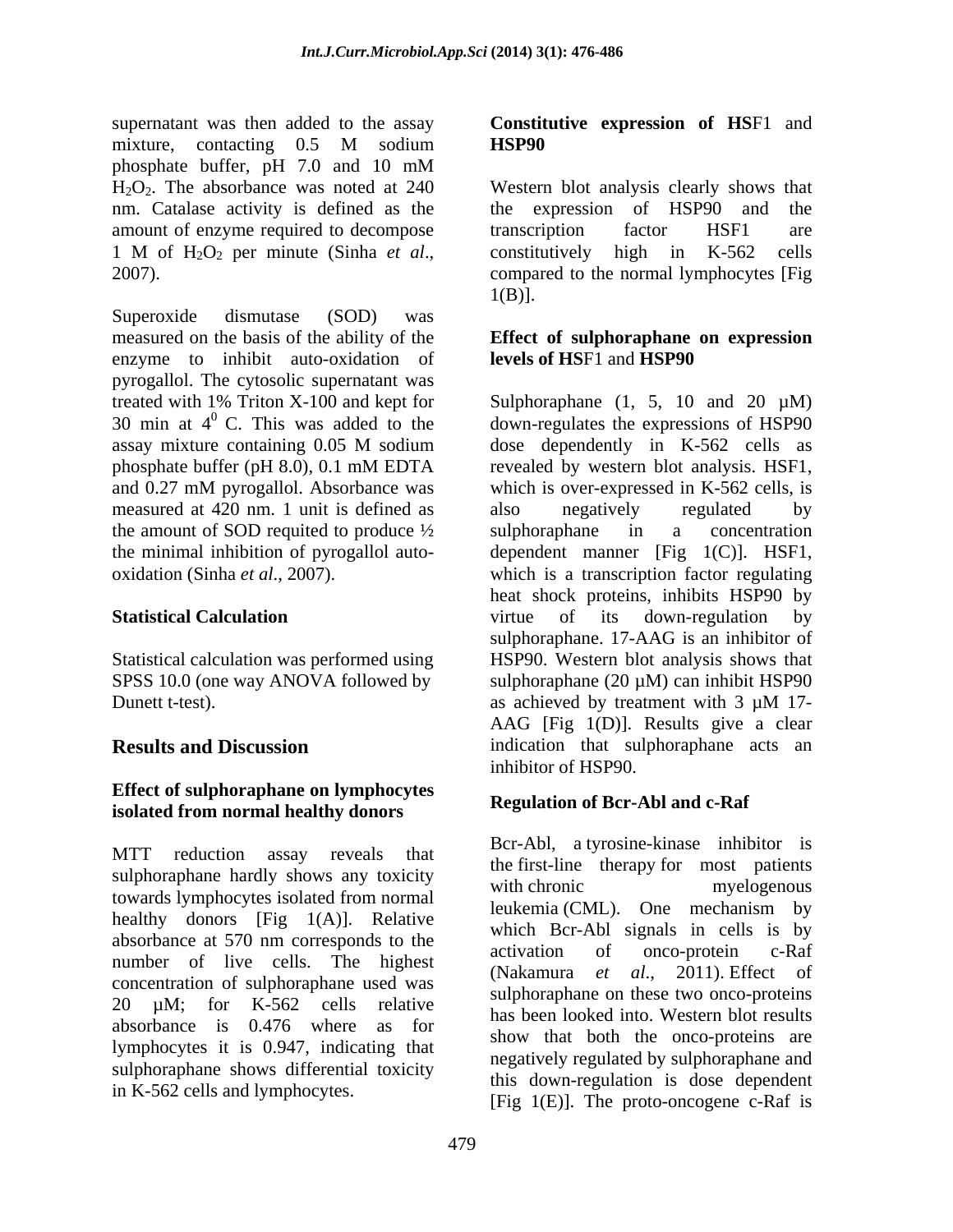supernatant was then added to the assay mixture, contacting 0.5 M sodium phosphate buffer, pH 7.0 and 10 mM $H_2O_2$. The absorbance was noted at 240 nm. Catalase activity is defined as the amount of enzyme required to decompose 1 M of $H_2O_2$ per minute (Sinha *et al*., 2007).

Superoxide dismutase (SOD) was measured on the basis of the ability of the enzyme to inhibit auto-oxidation of pyrogallol. The cytosolic supernatant was treated with 1% Triton X-100 and kept for 30 min at $4^0$ C. This was added to the assay mixture containing 0.05 M sodium phosphate buffer (pH 8.0), 0.1 mM EDTA and 0.27 mM pyrogallol. Absorbance was measured at 420 nm. 1 unit is defined as the amount of SOD requited to produce ½ the minimal inhibition of pyrogallol auto-oxidation (Sinha *et al*., 2007).

## Statistical Calculation

Statistical calculation was performed using SPSS 10.0 (one way ANOVA followed by Dunett t-test).

## Results and Discussion

### Effect of sulphoraphane on lymphocytes isolated from normal healthy donors

MTT reduction assay reveals that sulphoraphane hardly shows any toxicity towards lymphocytes isolated from normal healthy donors [Fig 1(A)]. Relative absorbance at 570 nm corresponds to the number of live cells. The highest concentration of sulphoraphane used was 20 µM; for K-562 cells relative absorbance is 0.476 where as for lymphocytes it is 0.947, indicating that sulphoraphane shows differential toxicity in K-562 cells and lymphocytes.

### Constitutive expression of HSF1 and HSP90

Western blot analysis clearly shows that the expression of HSP90 and the transcription factor HSF1 are constitutively high in K-562 cells compared to the normal lymphocytes [Fig 1(B)].

### Effect of sulphoraphane on expression levels of HSF1 and HSP90

Sulphoraphane (1, 5, 10 and 20 µM) down-regulates the expressions of HSP90 dose dependently in K-562 cells as revealed by western blot analysis. HSF1, which is over-expressed in K-562 cells, is also negatively regulated by sulphoraphane in a concentration dependent manner [Fig 1(C)]. HSF1, which is a transcription factor regulating heat shock proteins, inhibits HSP90 by virtue of its down-regulation by sulphoraphane. 17-AAG is an inhibitor of HSP90. Western blot analysis shows that sulphoraphane (20 µM) can inhibit HSP90 as achieved by treatment with 3 µM 17-AAG [Fig 1(D)]. Results give a clear indication that sulphoraphane acts an inhibitor of HSP90.

### Regulation of Bcr-Abl and c-Raf

Bcr-Abl, a tyrosine-kinase inhibitor is the first-line therapy for most patients with chronic myelogenous leukemia (CML). One mechanism by which Bcr-Abl signals in cells is by activation of onco-protein c-Raf (Nakamura *et al*., 2011). Effect of sulphoraphane on these two onco-proteins has been looked into. Western blot results show that both the onco-proteins are negatively regulated by sulphoraphane and this down-regulation is dose dependent [Fig 1(E)]. The proto-oncogene c-Raf is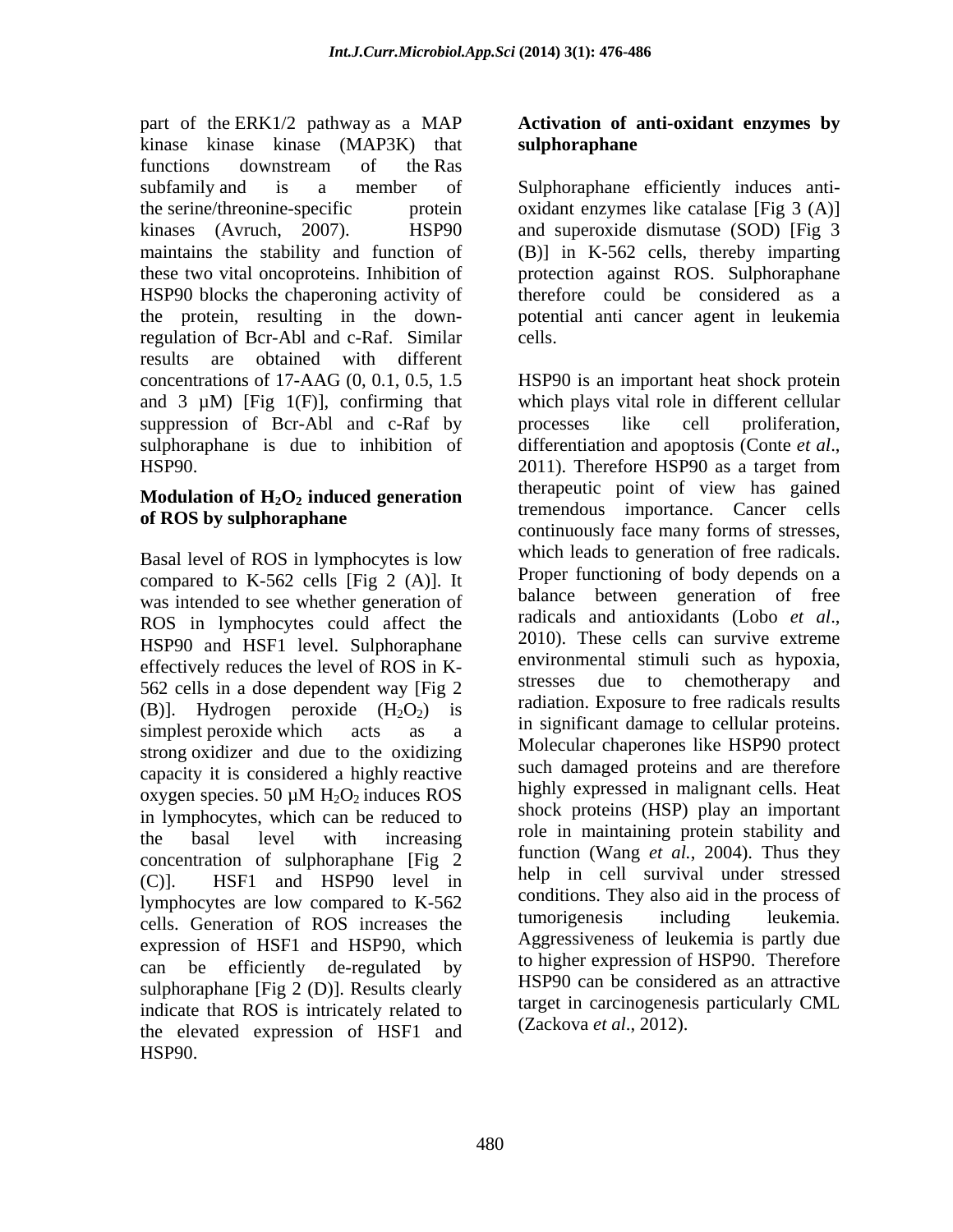part of the ERK1/2 pathway as a MAP kinase kinase kinase (MAP3K) that functions downstream of the Ras subfamily and is a member of the serine/threonine-specific protein kinases (Avruch, 2007). HSP90 maintains the stability and function of these two vital oncoproteins. Inhibition of HSP90 blocks the chaperoning activity of the protein, resulting in the down-regulation of Bcr-Abl and c-Raf. Similar results are obtained with different concentrations of 17-AAG (0, 0.1, 0.5, 1.5 and 3 µM) [Fig 1(F)], confirming that suppression of Bcr-Abl and c-Raf by sulphoraphane is due to inhibition of HSP90.

### Modulation of $H_2O_2$ induced generation of ROS by sulphoraphane

Basal level of ROS in lymphocytes is low compared to K-562 cells [Fig 2 (A)]. It was intended to see whether generation of ROS in lymphocytes could affect the HSP90 and HSF1 level. Sulphoraphane effectively reduces the level of ROS in K-562 cells in a dose dependent way [Fig 2 (B)]. Hydrogen peroxide ($H_2O_2$) is simplest peroxide which acts as a strong oxidizer and due to the oxidizing capacity it is considered a highly reactive oxygen species. 50 µM $H_2O_2$ induces ROS in lymphocytes, which can be reduced to the basal level with increasing concentration of sulphoraphane [Fig 2 (C)]. HSF1 and HSP90 level in lymphocytes are low compared to K-562 cells. Generation of ROS increases the expression of HSF1 and HSP90, which can be efficiently de-regulated by sulphoraphane [Fig 2 (D)]. Results clearly indicate that ROS is intricately related to the elevated expression of HSF1 and HSP90.

### Activation of anti-oxidant enzymes by sulphoraphane

Sulphoraphane efficiently induces anti-oxidant enzymes like catalase [Fig 3 (A)] and superoxide dismutase (SOD) [Fig 3 (B)] in K-562 cells, thereby imparting protection against ROS. Sulphoraphane therefore could be considered as a potential anti cancer agent in leukemia cells.

HSP90 is an important heat shock protein which plays vital role in different cellular processes like cell proliferation, differentiation and apoptosis (Conte *et al*., 2011). Therefore HSP90 as a target from therapeutic point of view has gained tremendous importance. Cancer cells continuously face many forms of stresses, which leads to generation of free radicals. Proper functioning of body depends on a balance between generation of free radicals and antioxidants (Lobo *et al*., 2010). These cells can survive extreme environmental stimuli such as hypoxia, stresses due to chemotherapy and radiation. Exposure to free radicals results in significant damage to cellular proteins. Molecular chaperones like HSP90 protect such damaged proteins and are therefore highly expressed in malignant cells. Heat shock proteins (HSP) play an important role in maintaining protein stability and function (Wang *et al.*, 2004). Thus they help in cell survival under stressed conditions. They also aid in the process of tumorigenesis including leukemia. Aggressiveness of leukemia is partly due to higher expression of HSP90. Therefore HSP90 can be considered as an attractive target in carcinogenesis particularly CML (Zackova *et al*., 2012).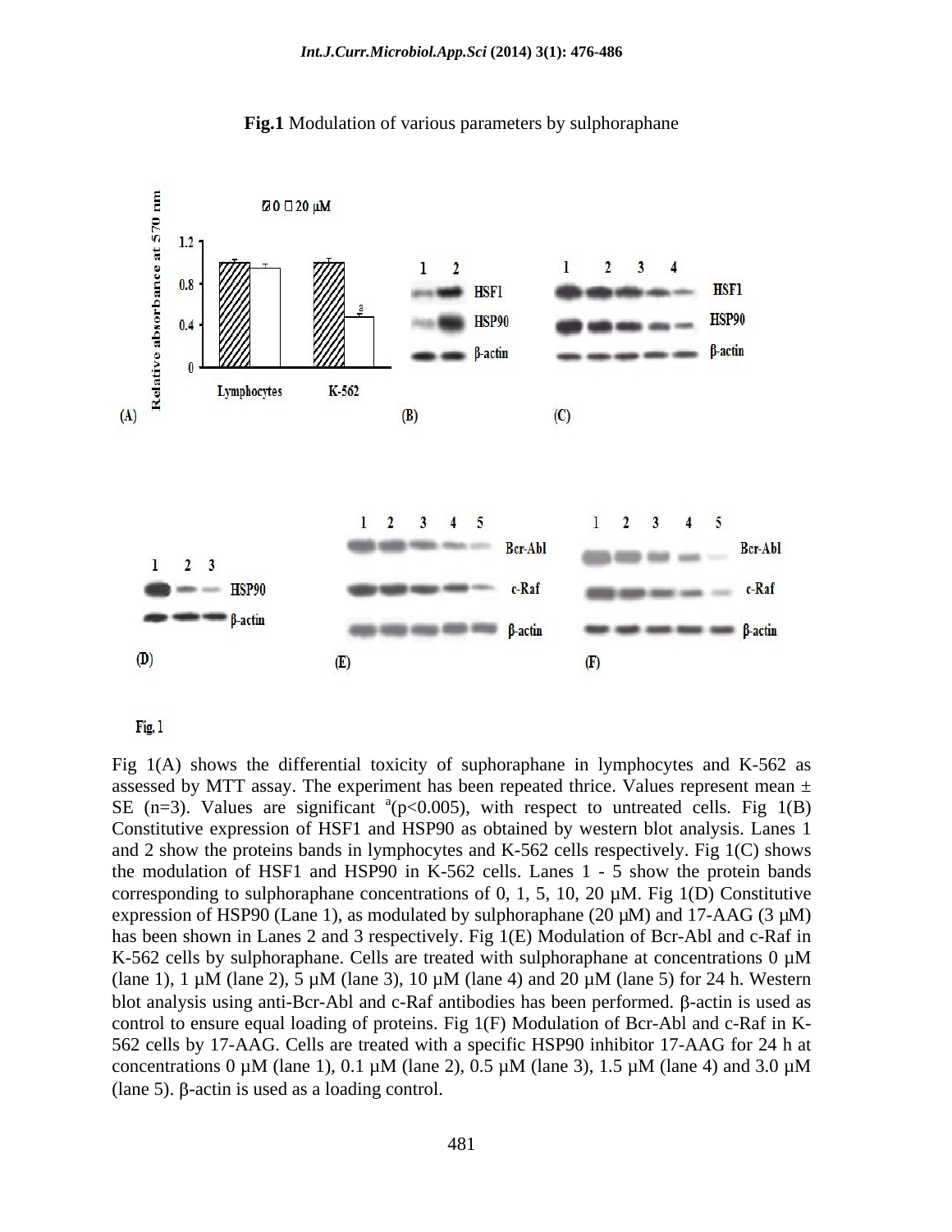**Fig.1** Modulation of various parameters by sulphoraphane

Fig. 1

Fig 1(A) shows the differential toxicity of suphoraphane in lymphocytes and K-562 as assessed by MTT assay. The experiment has been repeated thrice. Values represent mean ± SE (n=3). Values are significant [a]($p<0.005$), with respect to untreated cells. Fig 1(B) Constitutive expression of HSF1 and HSP90 as obtained by western blot analysis. Lanes 1 and 2 show the proteins bands in lymphocytes and K-562 cells respectively. Fig 1(C) shows the modulation of HSF1 and HSP90 in K-562 cells. Lanes 1 - 5 show the protein bands corresponding to sulphoraphane concentrations of 0, 1, 5, 10, 20 µM. Fig 1(D) Constitutive expression of HSP90 (Lane 1), as modulated by sulphoraphane (20 µM) and 17-AAG (3 µM) has been shown in Lanes 2 and 3 respectively. Fig 1(E) Modulation of Bcr-Abl and c-Raf in K-562 cells by sulphoraphane. Cells are treated with sulphoraphane at concentrations 0 µM (lane 1), 1 µM (lane 2), 5 µM (lane 3), 10 µM (lane 4) and 20 µM (lane 5) for 24 h. Western blot analysis using anti-Bcr-Abl and c-Raf antibodies has been performed. β-actin is used as control to ensure equal loading of proteins. Fig 1(F) Modulation of Bcr-Abl and c-Raf in K-562 cells by 17-AAG. Cells are treated with a specific HSP90 inhibitor 17-AAG for 24 h at concentrations 0 µM (lane 1), 0.1 µM (lane 2), 0.5 µM (lane 3), 1.5 µM (lane 4) and 3.0 µM (lane 5). β-actin is used as a loading control.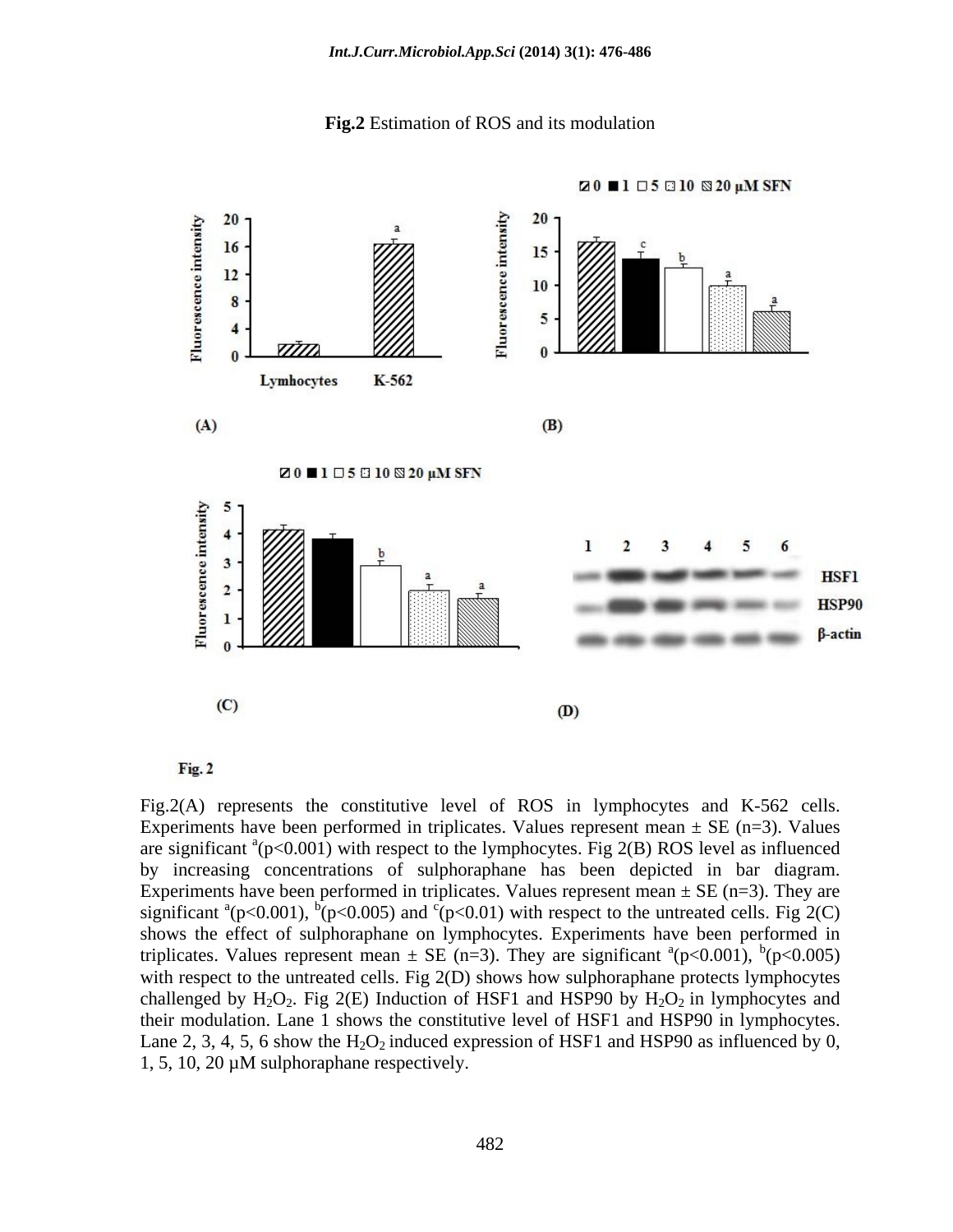**Fig.2** Estimation of ROS and its modulation

**Fig. 2**

Fig.2(A) represents the constitutive level of ROS in lymphocytes and K-562 cells. Experiments have been performed in triplicates. Values represent mean ± SE (n=3). Values are significant [a](p<0.001) with respect to the lymphocytes. Fig 2(B) ROS level as influenced by increasing concentrations of sulphoraphane has been depicted in bar diagram. Experiments have been performed in triplicates. Values represent mean ± SE (n=3). They are significant [a](p<0.001), [b](p<0.005) and [c](p<0.01) with respect to the untreated cells. Fig 2(C) shows the effect of sulphoraphane on lymphocytes. Experiments have been performed in triplicates. Values represent mean ± SE (n=3). They are significant [a](p<0.001), [b](p<0.005) with respect to the untreated cells. Fig 2(D) shows how sulphoraphane protects lymphocytes challenged by $H_2O_2$. Fig 2(E) Induction of HSF1 and HSP90 by $H_2O_2$ in lymphocytes and their modulation. Lane 1 shows the constitutive level of HSF1 and HSP90 in lymphocytes. Lane 2, 3, 4, 5, 6 show the $H_2O_2$ induced expression of HSF1 and HSP90 as influenced by 0, 1, 5, 10, 20 µM sulphoraphane respectively.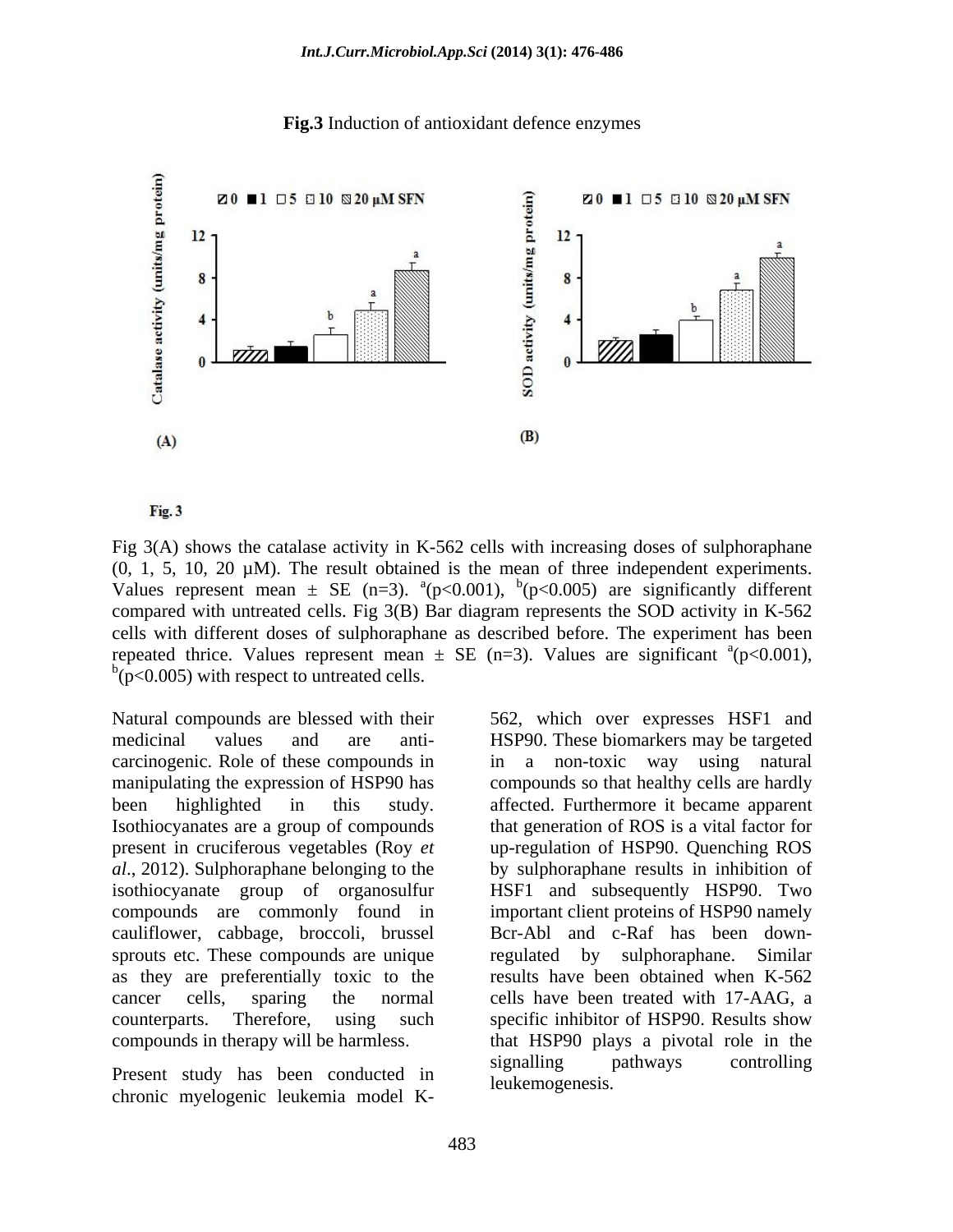**Fig.3** Induction of antioxidant defence enzymes

Fig 3(A) shows the catalase activity in K-562 cells with increasing doses of sulphoraphane (0, 1, 5, 10, 20 µM). The result obtained is the mean of three independent experiments. Values represent mean ± SE (n=3). [a]($p<0.001$), [b]($p<0.005$) are significantly different compared with untreated cells. Fig 3(B) Bar diagram represents the SOD activity in K-562 cells with different doses of sulphoraphane as described before. The experiment has been repeated thrice. Values represent mean ± SE (n=3). Values are significant [a]($p<0.001$), [b]($p<0.005$) with respect to untreated cells.

Natural compounds are blessed with their medicinal values and are anti-carcinogenic. Role of these compounds in manipulating the expression of HSP90 has been highlighted in this study. Isothiocyanates are a group of compounds present in cruciferous vegetables (Roy *et al*., 2012). Sulphoraphane belonging to the isothiocyanate group of organosulfur compounds are commonly found in cauliflower, cabbage, broccoli, brussel sprouts etc. These compounds are unique as they are preferentially toxic to the cancer cells, sparing the normal counterparts. Therefore, using such compounds in therapy will be harmless.

Present study has been conducted in chronic myelogenic leukemia model K-562, which over expresses HSF1 and HSP90. These biomarkers may be targeted in a non-toxic way using natural compounds so that healthy cells are hardly affected. Furthermore it became apparent that generation of ROS is a vital factor for up-regulation of HSP90. Quenching ROS by sulphoraphane results in inhibition of HSF1 and subsequently HSP90. Two important client proteins of HSP90 namely Bcr-Abl and c-Raf has been down-regulated by sulphoraphane. Similar results have been obtained when K-562 cells have been treated with 17-AAG, a specific inhibitor of HSP90. Results show that HSP90 plays a pivotal role in the signalling pathways controlling leukemogenesis.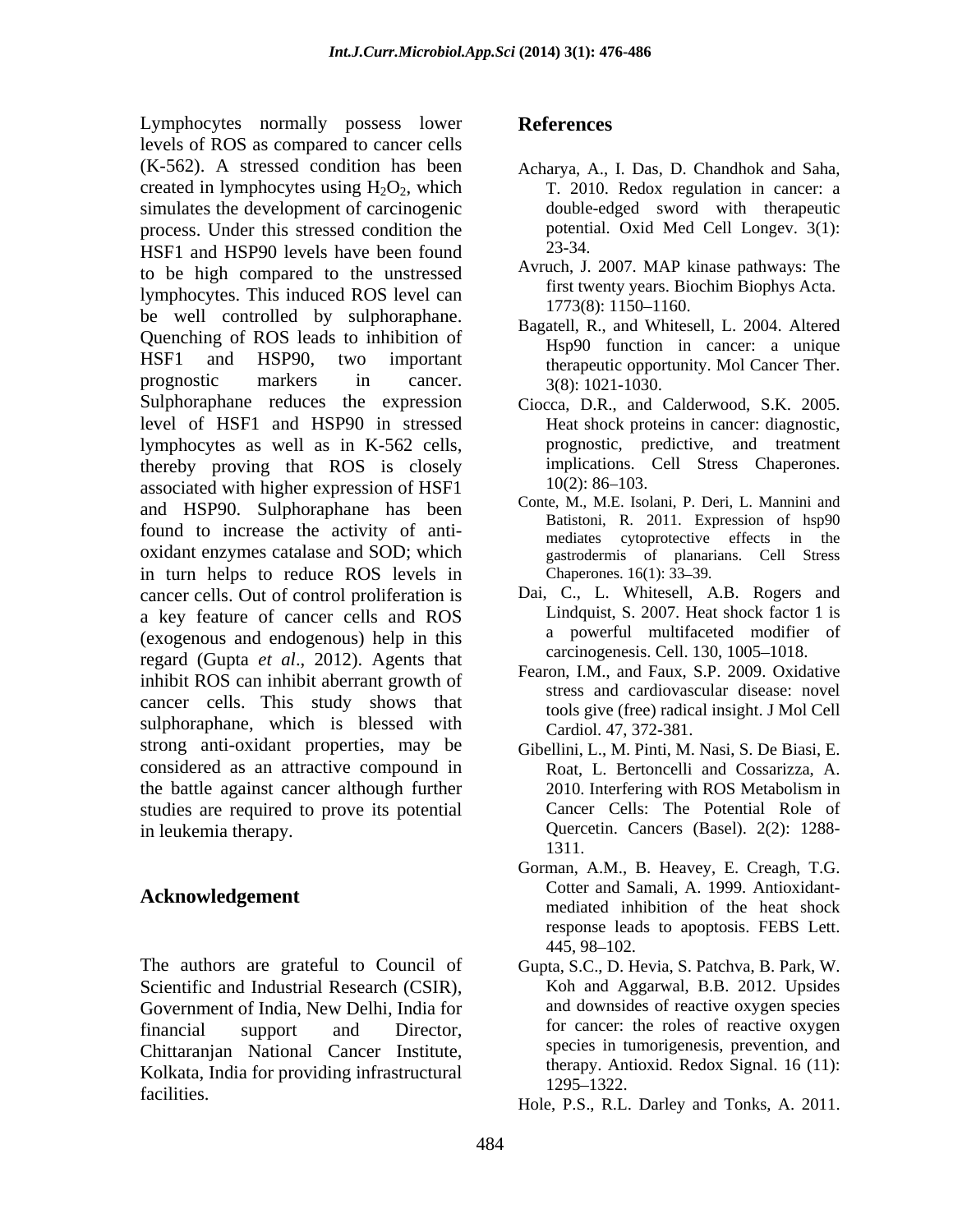Lymphocytes normally possess lower levels of ROS as compared to cancer cells (K-562). A stressed condition has been created in lymphocytes using $H_2O_2$, which simulates the development of carcinogenic process. Under this stressed condition the HSF1 and HSP90 levels have been found to be high compared to the unstressed lymphocytes. This induced ROS level can be well controlled by sulphoraphane. Quenching of ROS leads to inhibition of HSF1 and HSP90, two important prognostic markers in cancer. Sulphoraphane reduces the expression level of HSF1 and HSP90 in stressed lymphocytes as well as in K-562 cells, thereby proving that ROS is closely associated with higher expression of HSF1 and HSP90. Sulphoraphane has been found to increase the activity of anti-oxidant enzymes catalase and SOD; which in turn helps to reduce ROS levels in cancer cells. Out of control proliferation is a key feature of cancer cells and ROS (exogenous and endogenous) help in this regard (Gupta *et al*., 2012). Agents that inhibit ROS can inhibit aberrant growth of cancer cells. This study shows that sulphoraphane, which is blessed with strong anti-oxidant properties, may be considered as an attractive compound in the battle against cancer although further studies are required to prove its potential in leukemia therapy.

## Acknowledgement

The authors are grateful to Council of Scientific and Industrial Research (CSIR), Government of India, New Delhi, India for financial support and Director, Chittaranjan National Cancer Institute, Kolkata, India for providing infrastructural facilities.

## References

Acharya, A., I. Das, D. Chandhok and Saha, T. 2010. Redox regulation in cancer: a double-edged sword with therapeutic potential. Oxid Med Cell Longev. 3(1): 23-34.

Avruch, J. 2007. MAP kinase pathways: The first twenty years. Biochim Biophys Acta. 1773(8): 1150–1160.

Bagatell, R., and Whitesell, L. 2004. Altered Hsp90 function in cancer: a unique therapeutic opportunity. Mol Cancer Ther. 3(8): 1021-1030.

Ciocca, D.R., and Calderwood, S.K. 2005. Heat shock proteins in cancer: diagnostic, prognostic, predictive, and treatment implications. Cell Stress Chaperones. 10(2): 86–103.

Conte, M., M.E. Isolani, P. Deri, L. Mannini and Batistoni, R. 2011. Expression of hsp90 mediates cytoprotective effects in the gastrodermis of planarians. Cell Stress Chaperones. 16(1): 33–39.

Dai, C., L. Whitesell, A.B. Rogers and Lindquist, S. 2007. Heat shock factor 1 is a powerful multifaceted modifier of carcinogenesis. Cell. 130, 1005–1018.

Fearon, I.M., and Faux, S.P. 2009. Oxidative stress and cardiovascular disease: novel tools give (free) radical insight. J Mol Cell Cardiol. 47, 372-381.

Gibellini, L., M. Pinti, M. Nasi, S. De Biasi, E. Roat, L. Bertoncelli and Cossarizza, A. 2010. Interfering with ROS Metabolism in Cancer Cells: The Potential Role of Quercetin. Cancers (Basel). 2(2): 1288-1311.

Gorman, A.M., B. Heavey, E. Creagh, T.G. Cotter and Samali, A. 1999. Antioxidant-mediated inhibition of the heat shock response leads to apoptosis. FEBS Lett. 445, 98–102.

Gupta, S.C., D. Hevia, S. Patchva, B. Park, W. Koh and Aggarwal, B.B. 2012. Upsides and downsides of reactive oxygen species for cancer: the roles of reactive oxygen species in tumorigenesis, prevention, and therapy. Antioxid. Redox Signal. 16 (11): 1295–1322.

Hole, P.S., R.L. Darley and Tonks, A. 2011.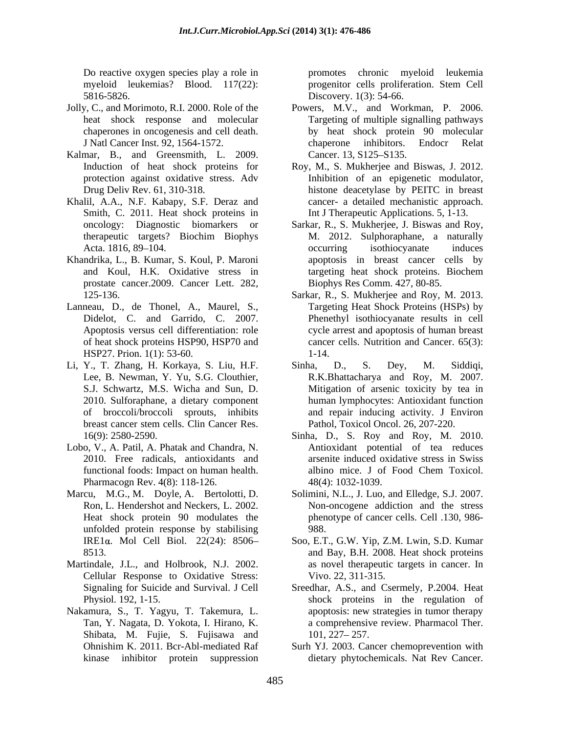Do reactive oxygen species play a role in myeloid leukemias? Blood. 117(22): 5816-5826.

Jolly, C., and Morimoto, R.I. 2000. Role of the heat shock response and molecular chaperones in oncogenesis and cell death. J Natl Cancer Inst. 92, 1564-1572.

Kalmar, B., and Greensmith, L. 2009. Induction of heat shock proteins for protection against oxidative stress. Adv Drug Deliv Rev. 61, 310-318.

Khalil, A.A., N.F. Kabapy, S.F. Deraz and Smith, C. 2011. Heat shock proteins in oncology: Diagnostic biomarkers or therapeutic targets? Biochim Biophys Acta. 1816, 89–104.

Khandrika, L., B. Kumar, S. Koul, P. Maroni and Koul, H.K. Oxidative stress in prostate cancer.2009. Cancer Lett. 282, 125-136.

Lanneau, D., de Thonel, A., Maurel, S., Didelot, C. and Garrido, C. 2007. Apoptosis versus cell differentiation: role of heat shock proteins HSP90, HSP70 and HSP27. Prion. 1(1): 53-60.

Li, Y., T. Zhang, H. Korkaya, S. Liu, H.F. Lee, B. Newman, Y. Yu, S.G. Clouthier, S.J. Schwartz, M.S. Wicha and Sun, D. 2010. Sulforaphane, a dietary component of broccoli/broccoli sprouts, inhibits breast cancer stem cells. Clin Cancer Res. 16(9): 2580-2590.

Lobo, V., A. Patil, A. Phatak and Chandra, N. 2010. Free radicals, antioxidants and functional foods: Impact on human health. Pharmacogn Rev. 4(8): 118-126.

Marcu, M.G., M. Doyle, A. Bertolotti, D. Ron, L. Hendershot and Neckers, L. 2002. Heat shock protein 90 modulates the unfolded protein response by stabilising IRE1α. Mol Cell Biol. 22(24): 8506–8513.

Martindale, J.L., and Holbrook, N.J. 2002. Cellular Response to Oxidative Stress: Signaling for Suicide and Survival. J Cell Physiol. 192, 1-15.

Nakamura, S., T. Yagyu, T. Takemura, L. Tan, Y. Nagata, D. Yokota, I. Hirano, K. Shibata, M. Fujie, S. Fujisawa and Ohnishim K. 2011. Bcr-Abl-mediated Raf kinase inhibitor protein suppression promotes chronic myeloid leukemia progenitor cells proliferation. Stem Cell Discovery. 1(3): 54-66.

Powers, M.V., and Workman, P. 2006. Targeting of multiple signalling pathways by heat shock protein 90 molecular chaperone inhibitors. Endocr Relat Cancer. 13, S125–S135.

Roy, M., S. Mukherjee and Biswas, J. 2012. Inhibition of an epigenetic modulator, histone deacetylase by PEITC in breast cancer- a detailed mechanistic approach. Int J Therapeutic Applications. 5, 1-13.

Sarkar, R., S. Mukherjee, J. Biswas and Roy, M. 2012. Sulphoraphane, a naturally occurring isothiocyanate induces apoptosis in breast cancer cells by targeting heat shock proteins. Biochem Biophys Res Comm. 427, 80-85.

Sarkar, R., S. Mukherjee and Roy, M. 2013. Targeting Heat Shock Proteins (HSPs) by Phenethyl isothiocyanate results in cell cycle arrest and apoptosis of human breast cancer cells. Nutrition and Cancer. 65(3): 1-14.

Sinha, D., S. Dey, M. Siddiqi, R.K.Bhattacharya and Roy, M. 2007. Mitigation of arsenic toxicity by tea in human lymphocytes: Antioxidant function and repair inducing activity. J Environ Pathol, Toxicol Oncol. 26, 207-220.

Sinha, D., S. Roy and Roy, M. 2010. Antioxidant potential of tea reduces arsenite induced oxidative stress in Swiss albino mice. J of Food Chem Toxicol. 48(4): 1032-1039.

Solimini, N.L., J. Luo, and Elledge, S.J. 2007. Non-oncogene addiction and the stress phenotype of cancer cells. Cell .130, 986-988.

Soo, E.T., G.W. Yip, Z.M. Lwin, S.D. Kumar and Bay, B.H. 2008. Heat shock proteins as novel therapeutic targets in cancer. In Vivo. 22, 311-315.

Sreedhar, A.S., and Csermely, P.2004. Heat shock proteins in the regulation of apoptosis: new strategies in tumor therapy a comprehensive review. Pharmacol Ther. 101, 227– 257.

Surh YJ. 2003. Cancer chemoprevention with dietary phytochemicals. Nat Rev Cancer.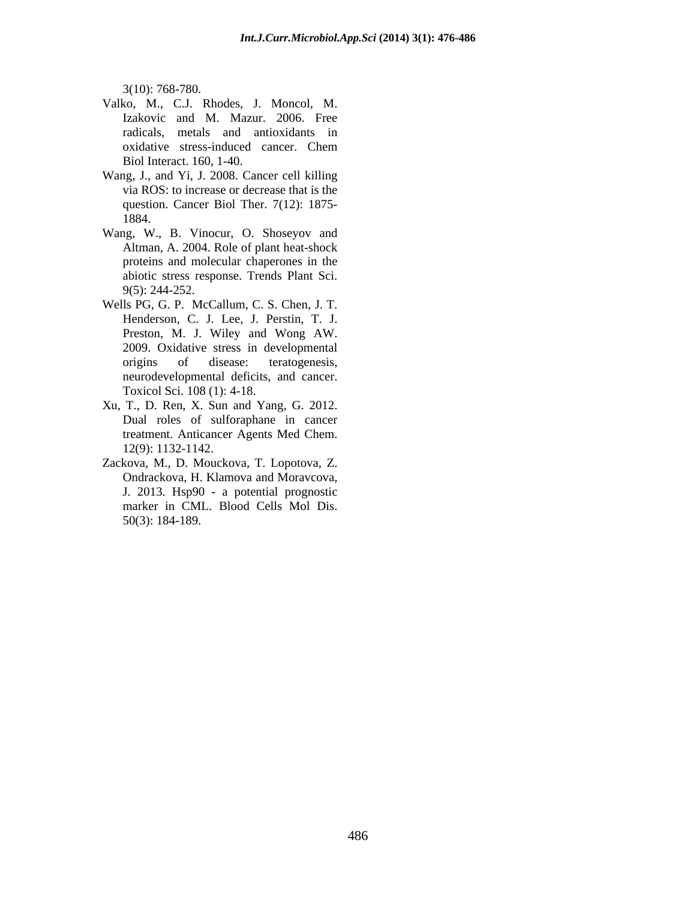3(10): 768-780.

Valko, M., C.J. Rhodes, J. Moncol, M. Izakovic and M. Mazur. 2006. Free radicals, metals and antioxidants in oxidative stress-induced cancer. Chem Biol Interact. 160, 1-40.

Wang, J., and Yi, J. 2008. Cancer cell killing via ROS: to increase or decrease that is the question. Cancer Biol Ther. 7(12): 1875-1884.

Wang, W., B. Vinocur, O. Shoseyov and Altman, A. 2004. Role of plant heat-shock proteins and molecular chaperones in the abiotic stress response. Trends Plant Sci. 9(5): 244-252.

Wells PG, G. P. McCallum, C. S. Chen, J. T. Henderson, C. J. Lee, J. Perstin, T. J. Preston, M. J. Wiley and Wong AW. 2009. Oxidative stress in developmental origins of disease: teratogenesis, neurodevelopmental deficits, and cancer. Toxicol Sci. 108 (1): 4-18.

Xu, T., D. Ren, X. Sun and Yang, G. 2012. Dual roles of sulforaphane in cancer treatment. Anticancer Agents Med Chem. 12(9): 1132-1142.

Zackova, M., D. Mouckova, T. Lopotova, Z. Ondrackova, H. Klamova and Moravcova, J. 2013. Hsp90 - a potential prognostic marker in CML. Blood Cells Mol Dis. 50(3): 184-189.